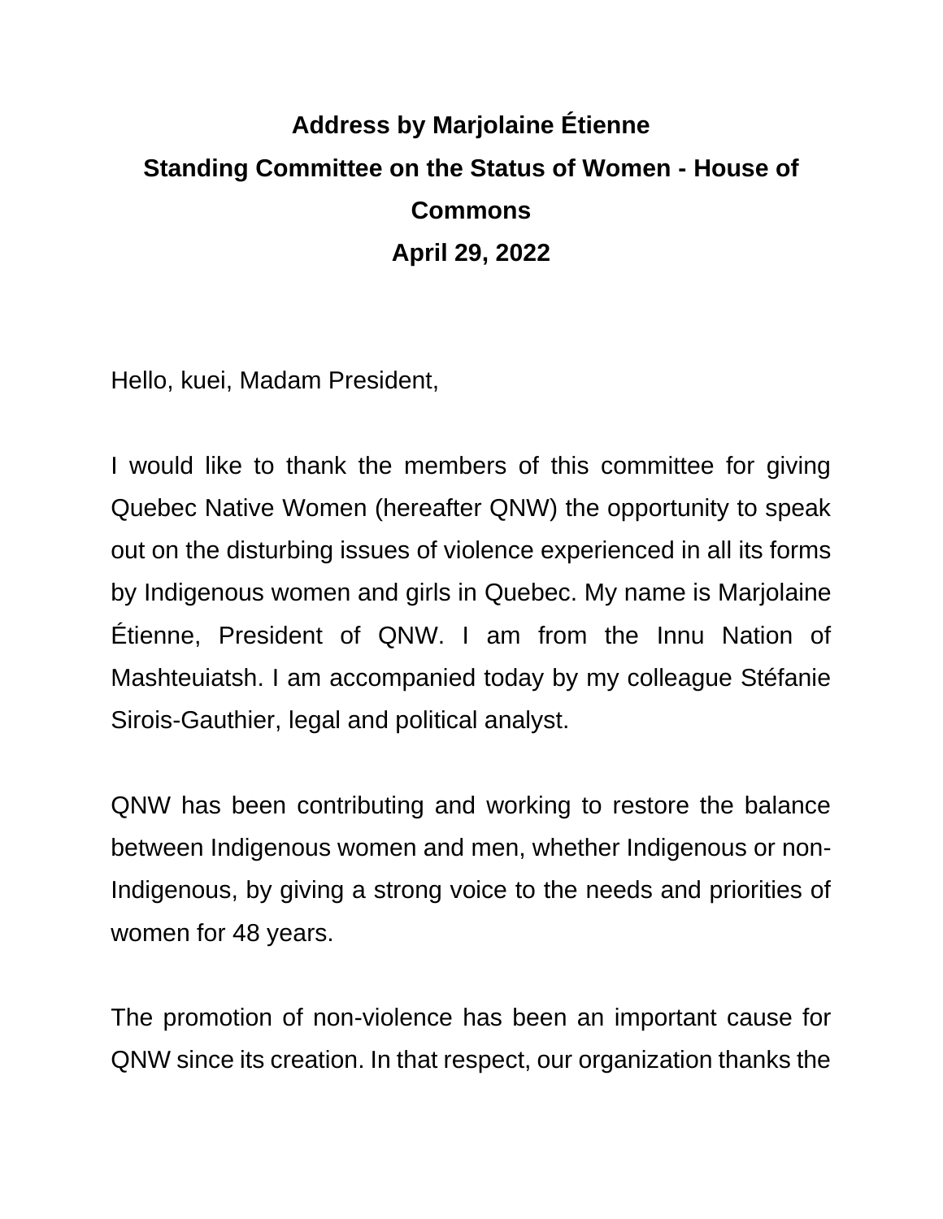# Address by Marjolaine Étienne

## Standing Committee on the Status of Women - House of Commons

## April 29, 2022

Hello, kuei, Madam President,

I would like to thank the members of this committee for giving Quebec Native Women (hereafter QNW) the opportunity to speak out on the disturbing issues of violence experienced in all its forms by Indigenous women and girls in Quebec. My name is Marjolaine Étienne, President of QNW. I am from the Innu Nation of Mashteuiatsh. I am accompanied today by my colleague Stéfanie Sirois-Gauthier, legal and political analyst.

QNW has been contributing and working to restore the balance between Indigenous women and men, whether Indigenous or non-Indigenous, by giving a strong voice to the needs and priorities of women for 48 years.

The promotion of non-violence has been an important cause for QNW since its creation. In that respect, our organization thanks the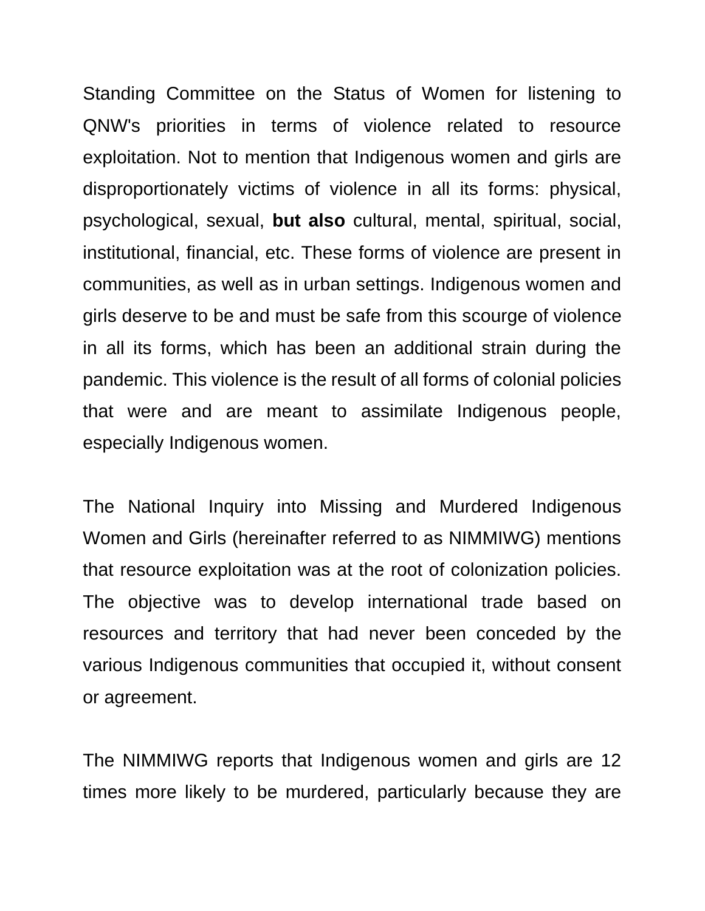Standing Committee on the Status of Women for listening to QNW's priorities in terms of violence related to resource exploitation. Not to mention that Indigenous women and girls are disproportionately victims of violence in all its forms: physical, psychological, sexual, **but also** cultural, mental, spiritual, social, institutional, financial, etc. These forms of violence are present in communities, as well as in urban settings. Indigenous women and girls deserve to be and must be safe from this scourge of violence in all its forms, which has been an additional strain during the pandemic. This violence is the result of all forms of colonial policies that were and are meant to assimilate Indigenous people, especially Indigenous women.

The National Inquiry into Missing and Murdered Indigenous Women and Girls (hereinafter referred to as NIMMIWG) mentions that resource exploitation was at the root of colonization policies. The objective was to develop international trade based on resources and territory that had never been conceded by the various Indigenous communities that occupied it, without consent or agreement.

The NIMMIWG reports that Indigenous women and girls are 12 times more likely to be murdered, particularly because they are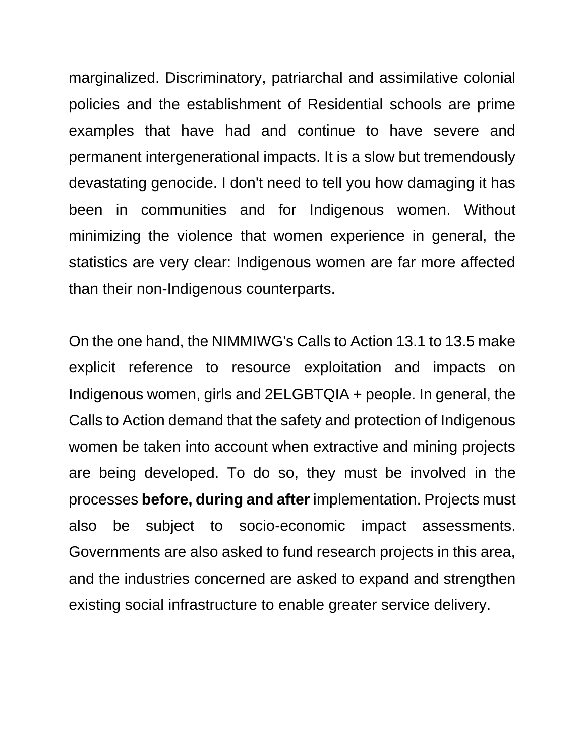marginalized. Discriminatory, patriarchal and assimilative colonial policies and the establishment of Residential schools are prime examples that have had and continue to have severe and permanent intergenerational impacts. It is a slow but tremendously devastating genocide. I don't need to tell you how damaging it has been in communities and for Indigenous women. Without minimizing the violence that women experience in general, the statistics are very clear: Indigenous women are far more affected than their non-Indigenous counterparts.

On the one hand, the NIMMIWG's Calls to Action 13.1 to 13.5 make explicit reference to resource exploitation and impacts on Indigenous women, girls and 2ELGBTQIA + people. In general, the Calls to Action demand that the safety and protection of Indigenous women be taken into account when extractive and mining projects are being developed. To do so, they must be involved in the processes **before, during and after** implementation. Projects must also be subject to socio-economic impact assessments. Governments are also asked to fund research projects in this area, and the industries concerned are asked to expand and strengthen existing social infrastructure to enable greater service delivery.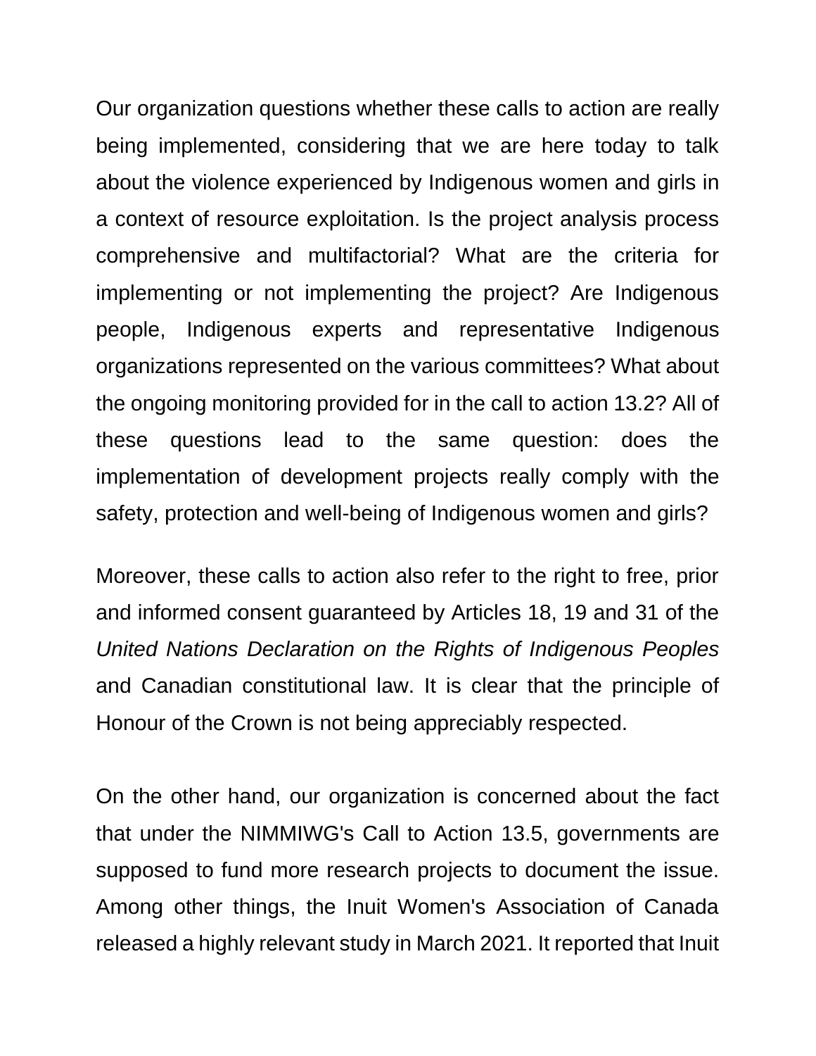Our organization questions whether these calls to action are really being implemented, considering that we are here today to talk about the violence experienced by Indigenous women and girls in a context of resource exploitation. Is the project analysis process comprehensive and multifactorial? What are the criteria for implementing or not implementing the project? Are Indigenous people, Indigenous experts and representative Indigenous organizations represented on the various committees? What about the ongoing monitoring provided for in the call to action 13.2? All of these questions lead to the same question: does the implementation of development projects really comply with the safety, protection and well-being of Indigenous women and girls?

Moreover, these calls to action also refer to the right to free, prior and informed consent guaranteed by Articles 18, 19 and 31 of the *United Nations Declaration on the Rights of Indigenous Peoples* and Canadian constitutional law. It is clear that the principle of Honour of the Crown is not being appreciably respected.

On the other hand, our organization is concerned about the fact that under the NIMMIWG's Call to Action 13.5, governments are supposed to fund more research projects to document the issue. Among other things, the Inuit Women's Association of Canada released a highly relevant study in March 2021. It reported that Inuit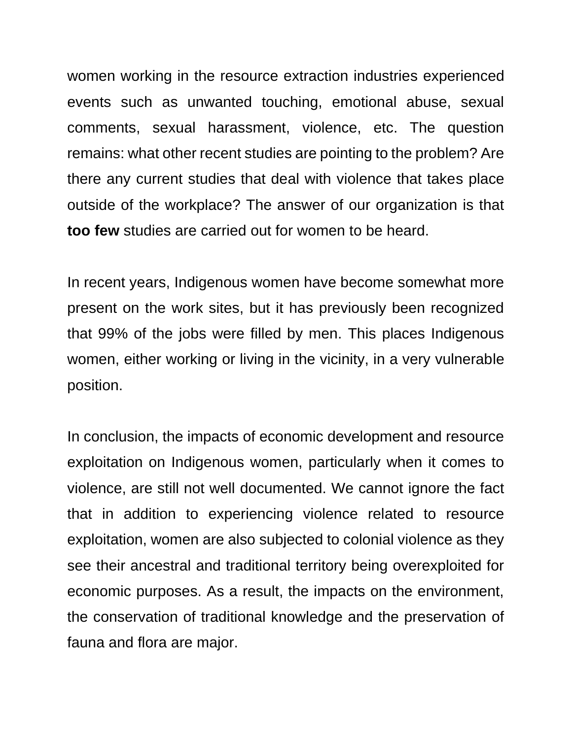women working in the resource extraction industries experienced events such as unwanted touching, emotional abuse, sexual comments, sexual harassment, violence, etc. The question remains: what other recent studies are pointing to the problem? Are there any current studies that deal with violence that takes place outside of the workplace? The answer of our organization is that **too few** studies are carried out for women to be heard.

In recent years, Indigenous women have become somewhat more present on the work sites, but it has previously been recognized that 99% of the jobs were filled by men. This places Indigenous women, either working or living in the vicinity, in a very vulnerable position.

In conclusion, the impacts of economic development and resource exploitation on Indigenous women, particularly when it comes to violence, are still not well documented. We cannot ignore the fact that in addition to experiencing violence related to resource exploitation, women are also subjected to colonial violence as they see their ancestral and traditional territory being overexploited for economic purposes. As a result, the impacts on the environment, the conservation of traditional knowledge and the preservation of fauna and flora are major.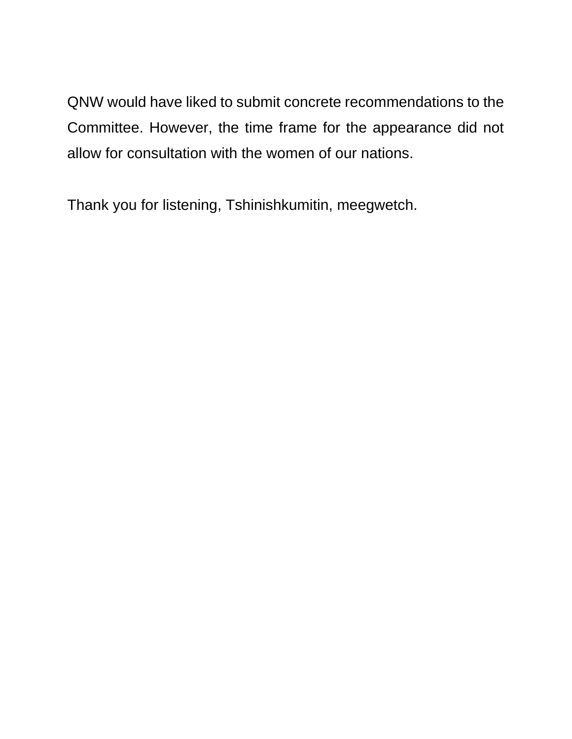QNW would have liked to submit concrete recommendations to the Committee. However, the time frame for the appearance did not allow for consultation with the women of our nations.

Thank you for listening, Tshinishkumitin, meegwetch.